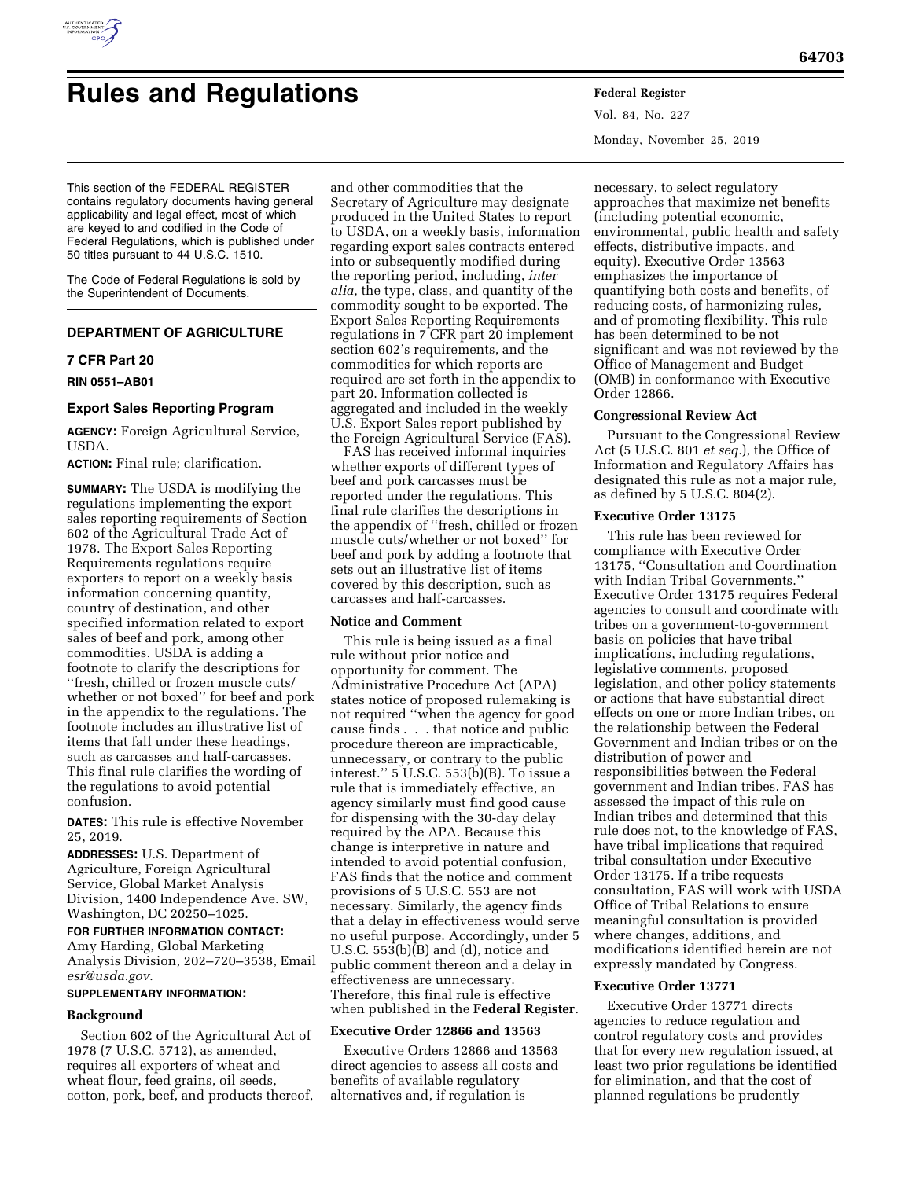# Rules and Regulations

This section of the FEDERAL REGISTER contains regulatory documents having general applicability and legal effect, most of which are keyed to and codified in the Code of Federal Regulations, which is published under 50 titles pursuant to 44 U.S.C. 1510.

The Code of Federal Regulations is sold by the Superintendent of Documents.

## DEPARTMENT OF AGRICULTURE

### 7 CFR Part 20

**RIN 0551–AB01**

### Export Sales Reporting Program

**AGENCY:** Foreign Agricultural Service, USDA.

**ACTION:** Final rule; clarification.

**SUMMARY:** The USDA is modifying the regulations implementing the export sales reporting requirements of Section 602 of the Agricultural Trade Act of 1978. The Export Sales Reporting Requirements regulations require exporters to report on a weekly basis information concerning quantity, country of destination, and other specified information related to export sales of beef and pork, among other commodities. USDA is adding a footnote to clarify the descriptions for ''fresh, chilled or frozen muscle cuts/whether or not boxed'' for beef and pork in the appendix to the regulations. The footnote includes an illustrative list of items that fall under these headings, such as carcasses and half-carcasses. This final rule clarifies the wording of the regulations to avoid potential confusion.

**DATES:** This rule is effective November 25, 2019.

**ADDRESSES:** U.S. Department of Agriculture, Foreign Agricultural Service, Global Market Analysis Division, 1400 Independence Ave. SW, Washington, DC 20250–1025.

**FOR FURTHER INFORMATION CONTACT:** Amy Harding, Global Marketing Analysis Division, 202–720–3538, Email *esr@usda.gov.*

**SUPPLEMENTARY INFORMATION:**

#### Background

Section 602 of the Agricultural Act of 1978 (7 U.S.C. 5712), as amended, requires all exporters of wheat and wheat flour, feed grains, oil seeds, cotton, pork, beef, and products thereof, and other commodities that the Secretary of Agriculture may designate produced in the United States to report to USDA, on a weekly basis, information regarding export sales contracts entered into or subsequently modified during the reporting period, including, *inter alia,* the type, class, and quantity of the commodity sought to be exported. The Export Sales Reporting Requirements regulations in 7 CFR part 20 implement section 602's requirements, and the commodities for which reports are required are set forth in the appendix to part 20. Information collected is aggregated and included in the weekly U.S. Export Sales report published by the Foreign Agricultural Service (FAS).

FAS has received informal inquiries whether exports of different types of beef and pork carcasses must be reported under the regulations. This final rule clarifies the descriptions in the appendix of ''fresh, chilled or frozen muscle cuts/whether or not boxed'' for beef and pork by adding a footnote that sets out an illustrative list of items covered by this description, such as carcasses and half-carcasses.

#### Notice and Comment

This rule is being issued as a final rule without prior notice and opportunity for comment. The Administrative Procedure Act (APA) states notice of proposed rulemaking is not required ''when the agency for good cause finds . . . that notice and public procedure thereon are impracticable, unnecessary, or contrary to the public interest.'' 5 U.S.C. 553(b)(B). To issue a rule that is immediately effective, an agency similarly must find good cause for dispensing with the 30-day delay required by the APA. Because this change is interpretive in nature and intended to avoid potential confusion, FAS finds that the notice and comment provisions of 5 U.S.C. 553 are not necessary. Similarly, the agency finds that a delay in effectiveness would serve no useful purpose. Accordingly, under 5 U.S.C. 553(b)(B) and (d), notice and public comment thereon and a delay in effectiveness are unnecessary. Therefore, this final rule is effective when published in the **Federal Register**.

#### Executive Order 12866 and 13563

Executive Orders 12866 and 13563 direct agencies to assess all costs and benefits of available regulatory alternatives and, if regulation is necessary, to select regulatory approaches that maximize net benefits (including potential economic, environmental, public health and safety effects, distributive impacts, and equity). Executive Order 13563 emphasizes the importance of quantifying both costs and benefits, of reducing costs, of harmonizing rules, and of promoting flexibility. This rule has been determined to be not significant and was not reviewed by the Office of Management and Budget (OMB) in conformance with Executive Order 12866.

#### Congressional Review Act

Pursuant to the Congressional Review Act (5 U.S.C. 801 *et seq.*), the Office of Information and Regulatory Affairs has designated this rule as not a major rule, as defined by 5 U.S.C. 804(2).

#### Executive Order 13175

This rule has been reviewed for compliance with Executive Order 13175, ''Consultation and Coordination with Indian Tribal Governments.'' Executive Order 13175 requires Federal agencies to consult and coordinate with tribes on a government-to-government basis on policies that have tribal implications, including regulations, legislative comments, proposed legislation, and other policy statements or actions that have substantial direct effects on one or more Indian tribes, on the relationship between the Federal Government and Indian tribes or on the distribution of power and responsibilities between the Federal government and Indian tribes. FAS has assessed the impact of this rule on Indian tribes and determined that this rule does not, to the knowledge of FAS, have tribal implications that required tribal consultation under Executive Order 13175. If a tribe requests consultation, FAS will work with USDA Office of Tribal Relations to ensure meaningful consultation is provided where changes, additions, and modifications identified herein are not expressly mandated by Congress.

#### Executive Order 13771

Executive Order 13771 directs agencies to reduce regulation and control regulatory costs and provides that for every new regulation issued, at least two prior regulations be identified for elimination, and that the cost of planned regulations be prudently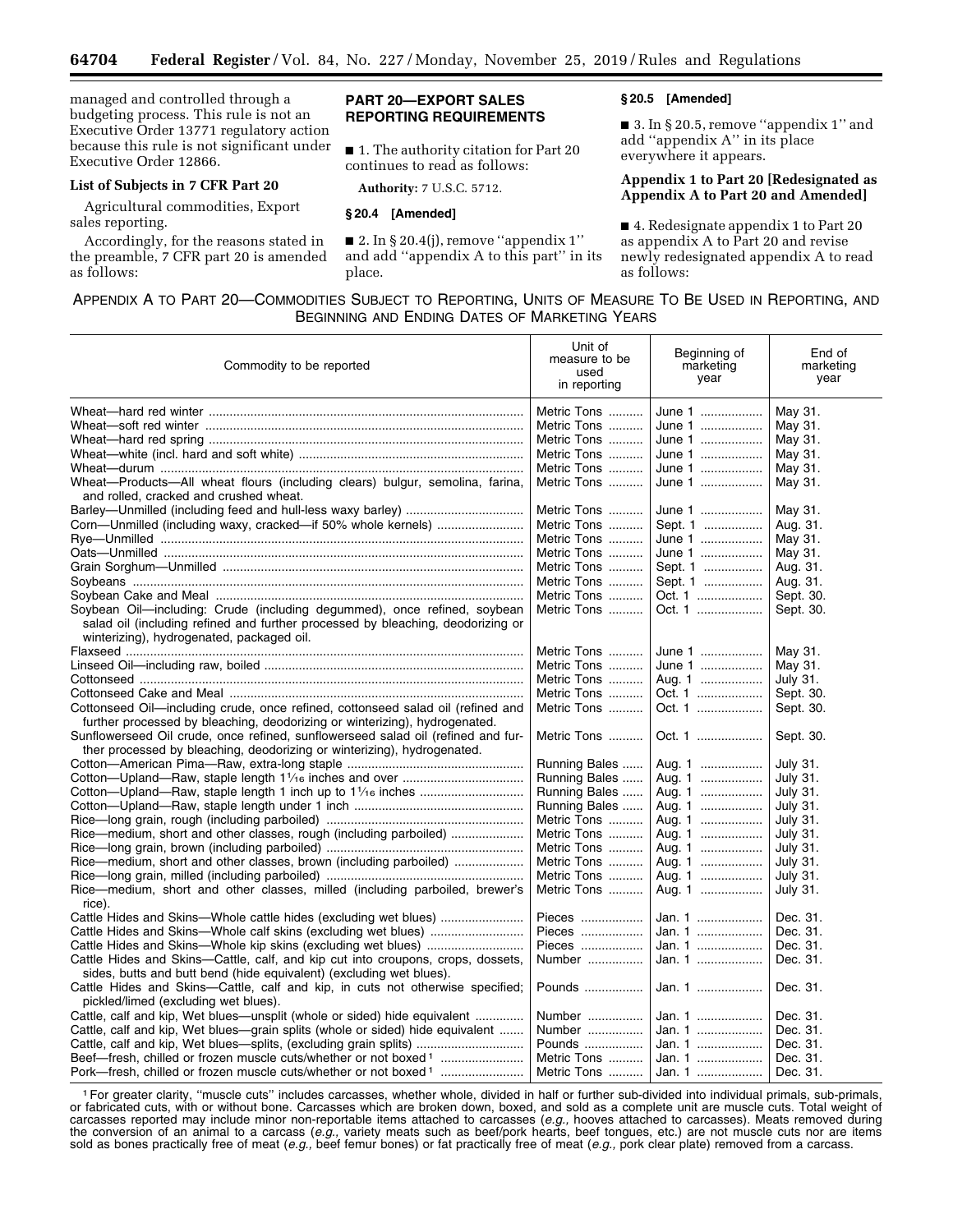managed and controlled through a budgeting process. This rule is not an Executive Order 13771 regulatory action because this rule is not significant under Executive Order 12866.

### List of Subjects in 7 CFR Part 20

Agricultural commodities, Export sales reporting.

Accordingly, for the reasons stated in the preamble, 7 CFR part 20 is amended as follows:

## PART 20—EXPORT SALES REPORTING REQUIREMENTS

■ 1. The authority citation for Part 20 continues to read as follows:

**Authority:** 7 U.S.C. 5712.

### § 20.4 [Amended]

■ 2. In § 20.4(j), remove ''appendix 1'' and add ''appendix A to this part'' in its place.

### § 20.5 [Amended]

■ 3. In § 20.5, remove ''appendix 1'' and add ''appendix A'' in its place everywhere it appears.

### Appendix 1 to Part 20 [Redesignated as Appendix A to Part 20 and Amended]

■ 4. Redesignate appendix 1 to Part 20 as appendix A to Part 20 and revise newly redesignated appendix A to read as follows:

APPENDIX A TO PART 20—COMMODITIES SUBJECT TO REPORTING, UNITS OF MEASURE TO BE USED IN REPORTING, AND BEGINNING AND ENDING DATES OF MARKETING YEARS

| Commodity to be reported | Unit of measure to be used in reporting | Beginning of marketing year | End of marketing year |
|---|---|---|---|
| Wheat—hard red winter | Metric Tons | June 1 | May 31. |
| Wheat—soft red winter | Metric Tons | June 1 | May 31. |
| Wheat—hard red spring | Metric Tons | June 1 | May 31. |
| Wheat—white (incl. hard and soft white) | Metric Tons | June 1 | May 31. |
| Wheat—durum | Metric Tons | June 1 | May 31. |
| Wheat—Products—All wheat flours (including clears) bulgur, semolina, farina, and rolled, cracked and crushed wheat. | Metric Tons | June 1 | May 31. |
| Barley—Unmilled (including feed and hull-less waxy barley) | Metric Tons | June 1 | May 31. |
| Corn—Unmilled (including waxy, cracked—if 50% whole kernels) | Metric Tons | Sept. 1 | Aug. 31. |
| Rye—Unmilled | Metric Tons | June 1 | May 31. |
| Oats—Unmilled | Metric Tons | June 1 | May 31. |
| Grain Sorghum—Unmilled | Metric Tons | Sept. 1 | Aug. 31. |
| Soybeans | Metric Tons | Sept. 1 | Aug. 31. |
| Soybean Cake and Meal | Metric Tons | Oct. 1 | Sept. 30. |
| Soybean Oil—including: Crude (including degummed), once refined, soybean salad oil (including refined and further processed by bleaching, deodorizing or winterizing), hydrogenated, packaged oil. | Metric Tons | Oct. 1 | Sept. 30. |
| Flaxseed | Metric Tons | June 1 | May 31. |
| Linseed Oil—including raw, boiled | Metric Tons | June 1 | May 31. |
| Cottonseed | Metric Tons | Aug. 1 | July 31. |
| Cottonseed Cake and Meal | Metric Tons | Oct. 1 | Sept. 30. |
| Cottonseed Oil—including crude, once refined, cottonseed salad oil (refined and further processed by bleaching, deodorizing or winterizing), hydrogenated. | Metric Tons | Oct. 1 | Sept. 30. |
| Sunflowerseed Oil crude, once refined, sunflowerseed salad oil (refined and further processed by bleaching, deodorizing or winterizing), hydrogenated. | Metric Tons | Oct. 1 | Sept. 30. |
| Cotton—American Pima—Raw, extra-long staple | Running Bales | Aug. 1 | July 31. |
| Cotton—Upland—Raw, staple length 1¹⁄₁₆ inches and over | Running Bales | Aug. 1 | July 31. |
| Cotton—Upland—Raw, staple length 1 inch up to 1¹⁄₁₆ inches | Running Bales | Aug. 1 | July 31. |
| Cotton—Upland—Raw, staple length under 1 inch | Running Bales | Aug. 1 | July 31. |
| Rice—long grain, rough (including parboiled) | Metric Tons | Aug. 1 | July 31. |
| Rice—medium, short and other classes, rough (including parboiled) | Metric Tons | Aug. 1 | July 31. |
| Rice—long grain, brown (including parboiled) | Metric Tons | Aug. 1 | July 31. |
| Rice—medium, short and other classes, brown (including parboiled) | Metric Tons | Aug. 1 | July 31. |
| Rice—long grain, milled (including parboiled) | Metric Tons | Aug. 1 | July 31. |
| Rice—medium, short and other classes, milled (including parboiled, brewer's rice). | Metric Tons | Aug. 1 | July 31. |
| Cattle Hides and Skins—Whole cattle hides (excluding wet blues) | Pieces | Jan. 1 | Dec. 31. |
| Cattle Hides and Skins—Whole calf skins (excluding wet blues) | Pieces | Jan. 1 | Dec. 31. |
| Cattle Hides and Skins—Whole kip skins (excluding wet blues) | Pieces | Jan. 1 | Dec. 31. |
| Cattle Hides and Skins—Cattle, calf, and kip cut into croupons, crops, dossets, sides, butts and butt bend (hide equivalent) (excluding wet blues). | Number | Jan. 1 | Dec. 31. |
| Cattle Hides and Skins—Cattle, calf and kip, in cuts not otherwise specified; pickled/limed (excluding wet blues). | Pounds | Jan. 1 | Dec. 31. |
| Cattle, calf and kip, Wet blues—unsplit (whole or sided) hide equivalent | Number | Jan. 1 | Dec. 31. |
| Cattle, calf and kip, Wet blues—grain splits (whole or sided) hide equivalent | Number | Jan. 1 | Dec. 31. |
| Cattle, calf and kip, Wet blues—splits, (excluding grain splits) | Pounds | Jan. 1 | Dec. 31. |
| Beef—fresh, chilled or frozen muscle cuts/whether or not boxed [1] | Metric Tons | Jan. 1 | Dec. 31. |
| Pork—fresh, chilled or frozen muscle cuts/whether or not boxed [1] | Metric Tons | Jan. 1 | Dec. 31. |

[1] For greater clarity, ''muscle cuts'' includes carcasses, whether whole, divided in half or further sub-divided into individual primals, sub-primals, or fabricated cuts, with or without bone. Carcasses which are broken down, boxed, and sold as a complete unit are muscle cuts. Total weight of carcasses reported may include minor non-reportable items attached to carcasses (*e.g.,* hooves attached to carcasses). Meats removed during the conversion of an animal to a carcass (*e.g.,* variety meats such as beef/pork hearts, beef tongues, etc.) are not muscle cuts nor are items sold as bones practically free of meat (*e.g.,* beef femur bones) or fat practically free of meat (*e.g.,* pork clear plate) removed from a carcass.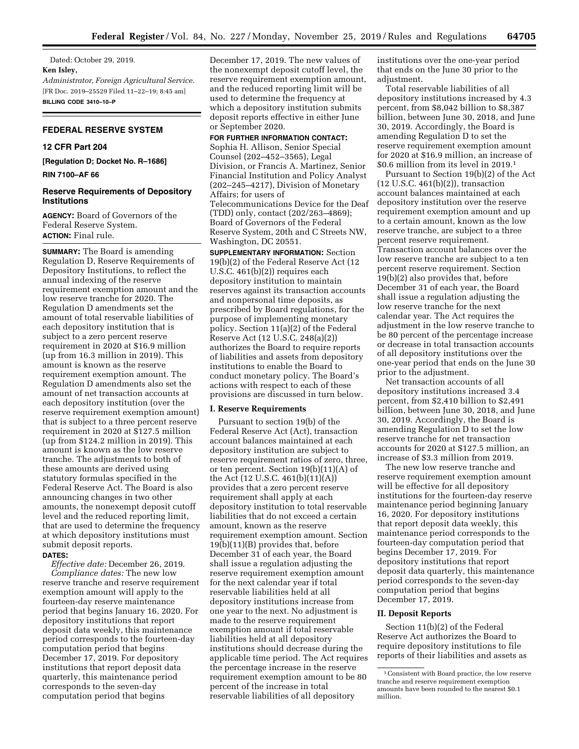Dated: October 29, 2019.

**Ken Isley,**

*Administrator, Foreign Agricultural Service.*

[FR Doc. 2019–25529 Filed 11–22–19; 8:45 am]

**BILLING CODE 3410–10–P**

## FEDERAL RESERVE SYSTEM

### 12 CFR Part 204

**[Regulation D; Docket No. R–1686]**

**RIN 7100–AF 66**

### Reserve Requirements of Depository Institutions

**AGENCY:** Board of Governors of the Federal Reserve System.

**ACTION:** Final rule.

**SUMMARY:** The Board is amending Regulation D, Reserve Requirements of Depository Institutions, to reflect the annual indexing of the reserve requirement exemption amount and the low reserve tranche for 2020. The Regulation D amendments set the amount of total reservable liabilities of each depository institution that is subject to a zero percent reserve requirement in 2020 at $16.9 million (up from 16.3 million in 2019). This amount is known as the reserve requirement exemption amount. The Regulation D amendments also set the amount of net transaction accounts at each depository institution (over the reserve requirement exemption amount) that is subject to a three percent reserve requirement in 2020 at $127.5 million (up from $124.2 million in 2019). This amount is known as the low reserve tranche. The adjustments to both of these amounts are derived using statutory formulas specified in the Federal Reserve Act. The Board is also announcing changes in two other amounts, the nonexempt deposit cutoff level and the reduced reporting limit, that are used to determine the frequency at which depository institutions must submit deposit reports.

**DATES:**

*Effective date:* December 26, 2019.

*Compliance dates:* The new low reserve tranche and reserve requirement exemption amount will apply to the fourteen-day reserve maintenance period that begins January 16, 2020. For depository institutions that report deposit data weekly, this maintenance period corresponds to the fourteen-day computation period that begins December 17, 2019. For depository institutions that report deposit data quarterly, this maintenance period corresponds to the seven-day computation period that begins December 17, 2019. The new values of the nonexempt deposit cutoff level, the reserve requirement exemption amount, and the reduced reporting limit will be used to determine the frequency at which a depository institution submits deposit reports effective in either June or September 2020.

**FOR FURTHER INFORMATION CONTACT:** Sophia H. Allison, Senior Special Counsel (202–452–3565), Legal Division, or Francis A. Martinez, Senior Financial Institution and Policy Analyst (202–245–4217), Division of Monetary Affairs; for users of Telecommunications Device for the Deaf (TDD) only, contact (202/263–4869); Board of Governors of the Federal Reserve System, 20th and C Streets NW, Washington, DC 20551.

**SUPPLEMENTARY INFORMATION:** Section 19(b)(2) of the Federal Reserve Act (12 U.S.C. 461(b)(2)) requires each depository institution to maintain reserves against its transaction accounts and nonpersonal time deposits, as prescribed by Board regulations, for the purpose of implementing monetary policy. Section 11(a)(2) of the Federal Reserve Act (12 U.S.C. 248(a)(2)) authorizes the Board to require reports of liabilities and assets from depository institutions to enable the Board to conduct monetary policy. The Board's actions with respect to each of these provisions are discussed in turn below.

#### I. Reserve Requirements

Pursuant to section 19(b) of the Federal Reserve Act (Act), transaction account balances maintained at each depository institution are subject to reserve requirement ratios of zero, three, or ten percent. Section 19(b)(11)(A) of the Act (12 U.S.C. 461(b)(11)(A)) provides that a zero percent reserve requirement shall apply at each depository institution to total reservable liabilities that do not exceed a certain amount, known as the reserve requirement exemption amount. Section 19(b)(11)(B) provides that, before December 31 of each year, the Board shall issue a regulation adjusting the reserve requirement exemption amount for the next calendar year if total reservable liabilities held at all depository institutions increase from one year to the next. No adjustment is made to the reserve requirement exemption amount if total reservable liabilities held at all depository institutions should decrease during the applicable time period. The Act requires the percentage increase in the reserve requirement exemption amount to be 80 percent of the increase in total reservable liabilities of all depository institutions over the one-year period that ends on the June 30 prior to the adjustment.

Total reservable liabilities of all depository institutions increased by 4.3 percent, from $8,042 billion to $8,387 billion, between June 30, 2018, and June 30, 2019. Accordingly, the Board is amending Regulation D to set the reserve requirement exemption amount for 2020 at $16.9 million, an increase of $0.6 million from its level in 2019.[1]

Pursuant to Section 19(b)(2) of the Act (12 U.S.C. 461(b)(2)), transaction account balances maintained at each depository institution over the reserve requirement exemption amount and up to a certain amount, known as the low reserve tranche, are subject to a three percent reserve requirement. Transaction account balances over the low reserve tranche are subject to a ten percent reserve requirement. Section 19(b)(2) also provides that, before December 31 of each year, the Board shall issue a regulation adjusting the low reserve tranche for the next calendar year. The Act requires the adjustment in the low reserve tranche to be 80 percent of the percentage increase or decrease in total transaction accounts of all depository institutions over the one-year period that ends on the June 30 prior to the adjustment.

Net transaction accounts of all depository institutions increased 3.4 percent, from $2,410 billion to $2,491 billion, between June 30, 2018, and June 30, 2019. Accordingly, the Board is amending Regulation D to set the low reserve tranche for net transaction accounts for 2020 at $127.5 million, an increase of $3.3 million from 2019.

The new low reserve tranche and reserve requirement exemption amount will be effective for all depository institutions for the fourteen-day reserve maintenance period beginning January 16, 2020. For depository institutions that report deposit data weekly, this maintenance period corresponds to the fourteen-day computation period that begins December 17, 2019. For depository institutions that report deposit data quarterly, this maintenance period corresponds to the seven-day computation period that begins December 17, 2019.

#### II. Deposit Reports

Section 11(b)(2) of the Federal Reserve Act authorizes the Board to require depository institutions to file reports of their liabilities and assets as

[1] Consistent with Board practice, the low reserve tranche and reserve requirement exemption amounts have been rounded to the nearest $0.1 million.